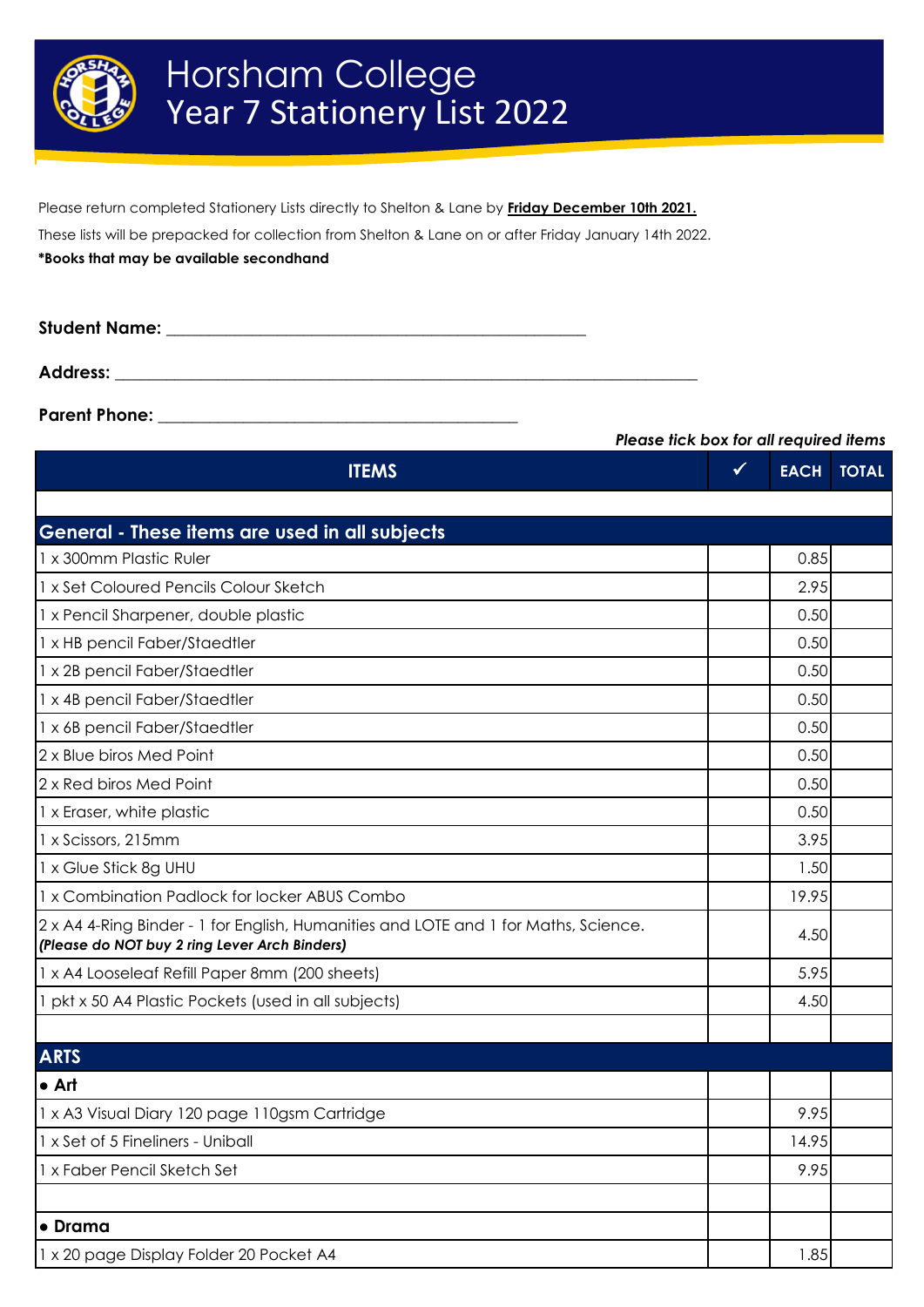# Horsham College
## Year 7 Stationery List 2022

Please return completed Stationery Lists directly to Shelton & Lane by **Friday December 10th 2021.**

These lists will be prepacked for collection from Shelton & Lane on or after Friday January 14th 2022.

***Books that may be available secondhand**

**Student Name:** ______________________________

**Address:** ______________________________

**Parent Phone:** ______________________________

***Please tick box for all required items***

| ITEMS | ✓ | EACH | TOTAL |
|---|---|---|---|
| | | | |
| **General - These items are used in all subjects** | | | |
| 1 x 300mm Plastic Ruler | | 0.85 | |
| 1 x Set Coloured Pencils Colour Sketch | | 2.95 | |
| 1 x Pencil Sharpener, double plastic | | 0.50 | |
| 1 x HB pencil Faber/Staedtler | | 0.50 | |
| 1 x 2B pencil Faber/Staedtler | | 0.50 | |
| 1 x 4B pencil Faber/Staedtler | | 0.50 | |
| 1 x 6B pencil Faber/Staedtler | | 0.50 | |
| 2 x Blue biros Med Point | | 0.50 | |
| 2 x Red biros Med Point | | 0.50 | |
| 1 x Eraser, white plastic | | 0.50 | |
| 1 x Scissors, 215mm | | 3.95 | |
| 1 x Glue Stick 8g UHU | | 1.50 | |
| 1 x Combination Padlock for locker ABUS Combo | | 19.95 | |
| 2 x A4 4-Ring Binder - 1 for English, Humanities and LOTE and 1 for Maths, Science. ***(Please do NOT buy 2 ring Lever Arch Binders)*** | | 4.50 | |
| 1 x A4 Looseleaf Refill Paper 8mm (200 sheets) | | 5.95 | |
| 1 pkt x 50 A4 Plastic Pockets (used in all subjects) | | 4.50 | |
| | | | |
| **ARTS** | | | |
| **• Art** | | | |
| 1 x A3 Visual Diary 120 page 110gsm Cartridge | | 9.95 | |
| 1 x Set of 5 Fineliners - Uniball | | 14.95 | |
| 1 x Faber Pencil Sketch Set | | 9.95 | |
| | | | |
| **• Drama** | | | |
| 1 x 20 page Display Folder 20 Pocket A4 | | 1.85 | |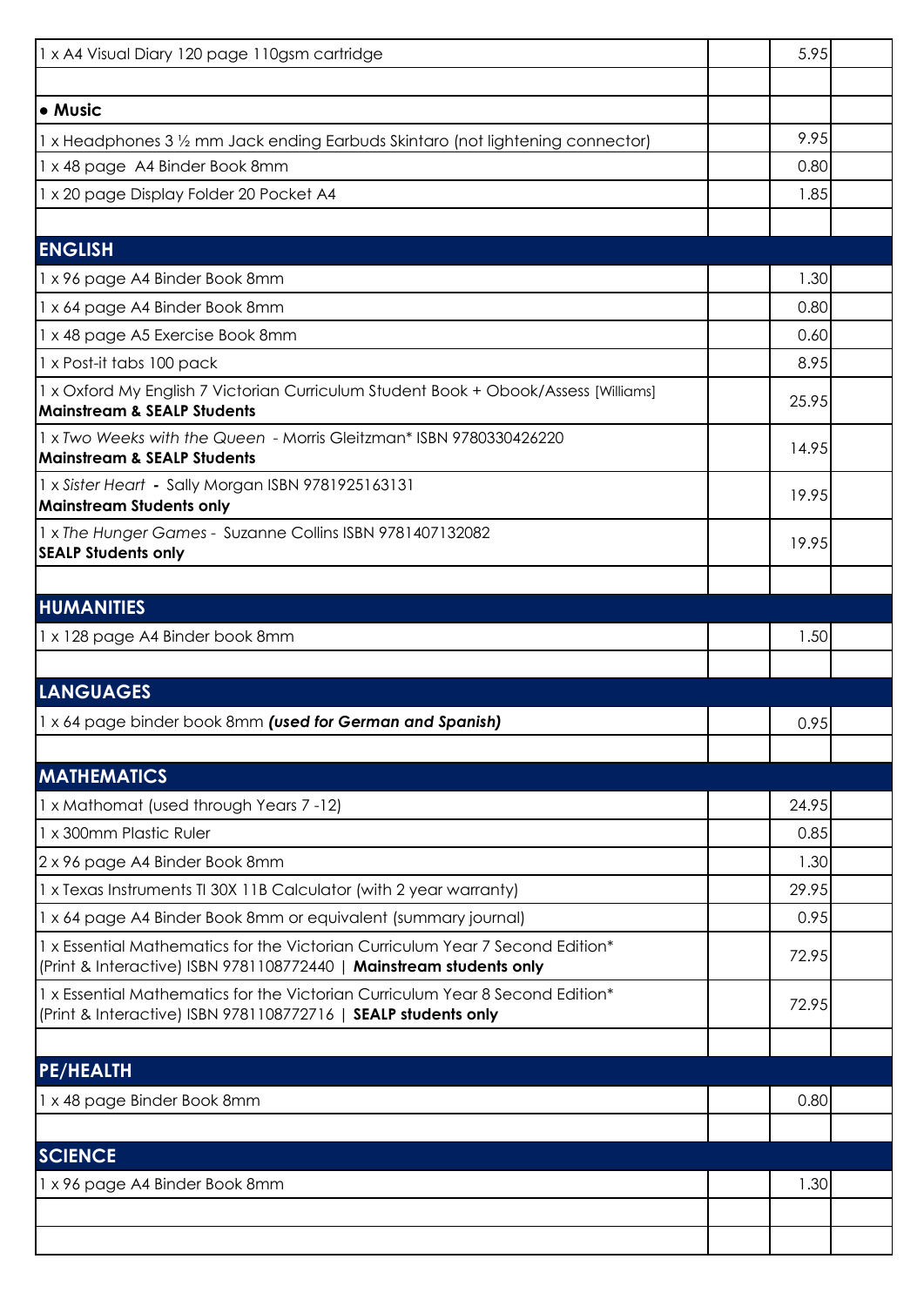| | | | |
|---|---|---|---|
| 1 x A4 Visual Diary 120 page 110gsm cartridge | | 5.95 | |
| | | | |
| • **Music** | | | |
| 1 x Headphones 3 ½ mm Jack ending Earbuds Skintaro (not lightening connector) | | 9.95 | |
| 1 x 48 page A4 Binder Book 8mm | | 0.80 | |
| 1 x 20 page Display Folder 20 Pocket A4 | | 1.85 | |
| | | | |
| **ENGLISH** | | | |
| 1 x 96 page A4 Binder Book 8mm | | 1.30 | |
| 1 x 64 page A4 Binder Book 8mm | | 0.80 | |
| 1 x 48 page A5 Exercise Book 8mm | | 0.60 | |
| 1 x Post-it tabs 100 pack | | 8.95 | |
| 1 x Oxford My English 7 Victorian Curriculum Student Book + Obook/Assess [Williams] **Mainstream & SEALP Students** | | 25.95 | |
| 1 x *Two Weeks with the Queen* - Morris Gleitzman* ISBN 9780330426220 **Mainstream & SEALP Students** | | 14.95 | |
| 1 x *Sister Heart* **-** Sally Morgan ISBN 9781925163131 **Mainstream Students only** | | 19.95 | |
| 1 x *The Hunger Games* - Suzanne Collins ISBN 9781407132082 **SEALP Students only** | | 19.95 | |
| | | | |
| **HUMANITIES** | | | |
| 1 x 128 page A4 Binder book 8mm | | 1.50 | |
| | | | |
| **LANGUAGES** | | | |
| 1 x 64 page binder book 8mm ***(used for German and Spanish)*** | | 0.95 | |
| | | | |
| **MATHEMATICS** | | | |
| 1 x Mathomat (used through Years 7 -12) | | 24.95 | |
| 1 x 300mm Plastic Ruler | | 0.85 | |
| 2 x 96 page A4 Binder Book 8mm | | 1.30 | |
| 1 x Texas Instruments TI 30X 11B Calculator (with 2 year warranty) | | 29.95 | |
| 1 x 64 page A4 Binder Book 8mm or equivalent (summary journal) | | 0.95 | |
| 1 x Essential Mathematics for the Victorian Curriculum Year 7 Second Edition* (Print & Interactive) ISBN 9781108772440 \| **Mainstream students only** | | 72.95 | |
| 1 x Essential Mathematics for the Victorian Curriculum Year 8 Second Edition* (Print & Interactive) ISBN 9781108772716 \| **SEALP students only** | | 72.95 | |
| | | | |
| **PE/HEALTH** | | | |
| 1 x 48 page Binder Book 8mm | | 0.80 | |
| | | | |
| **SCIENCE** | | | |
| 1 x 96 page A4 Binder Book 8mm | | 1.30 | |
| | | | |
| | | | |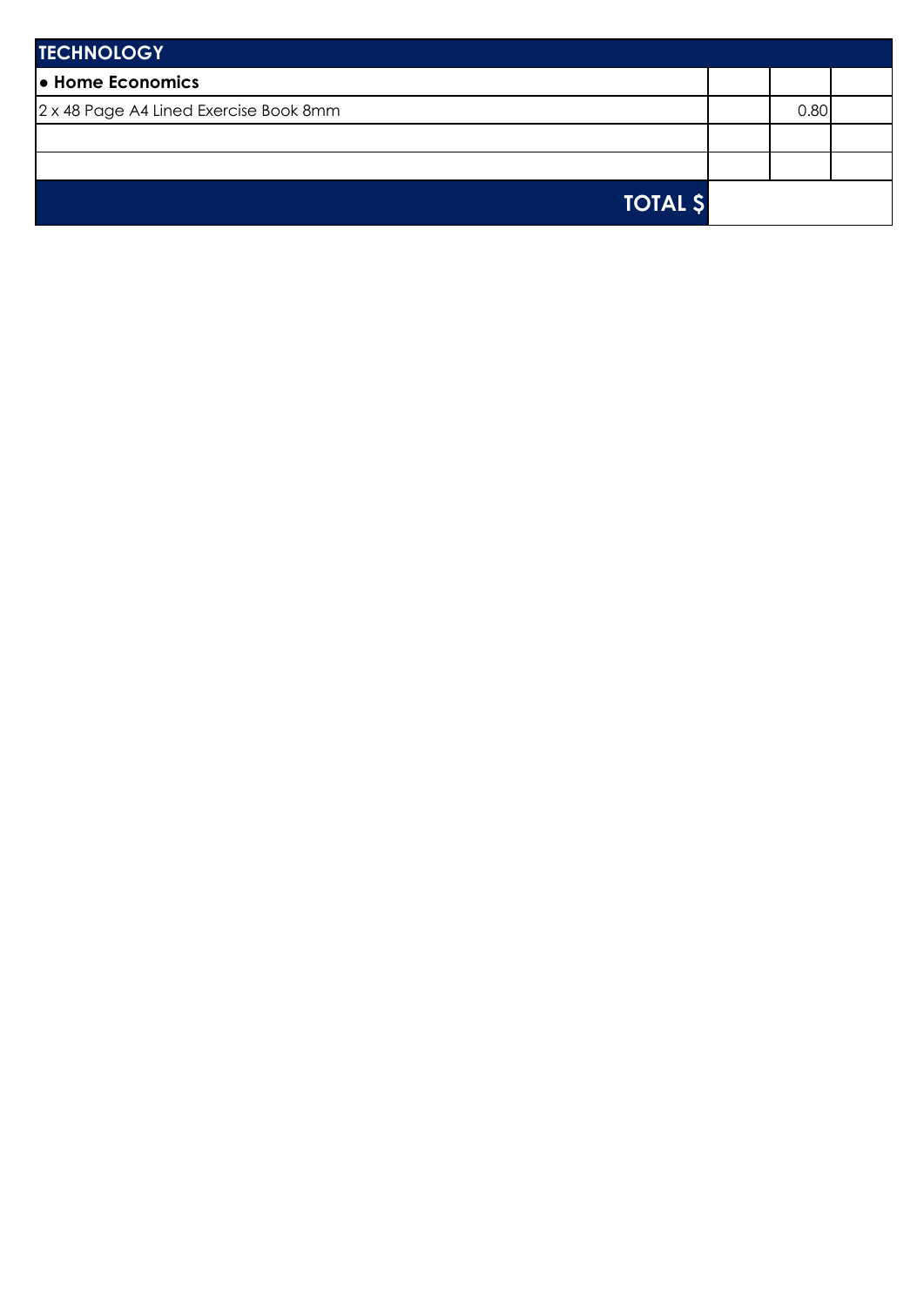| TECHNOLOGY | | | |
|---|---|---|---|
| **• Home Economics** | | | |
| 2 x 48 Page A4 Lined Exercise Book 8mm | | 0.80 | |
| | | | |
| | | | |
| **TOTAL $** | | | |